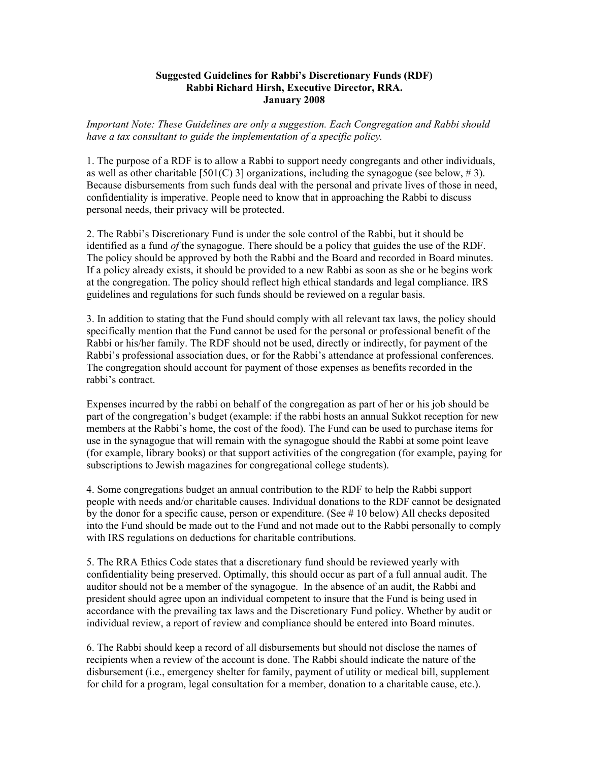**Suggested Guidelines for Rabbi's Discretionary Funds (RDF)**
**Rabbi Richard Hirsh, Executive Director, RRA.**
**January 2008**

*Important Note: These Guidelines are only a suggestion. Each Congregation and Rabbi should have a tax consultant to guide the implementation of a specific policy.*

1. The purpose of a RDF is to allow a Rabbi to support needy congregants and other individuals, as well as other charitable [501(C) 3] organizations, including the synagogue (see below, # 3). Because disbursements from such funds deal with the personal and private lives of those in need, confidentiality is imperative. People need to know that in approaching the Rabbi to discuss personal needs, their privacy will be protected.

2. The Rabbi's Discretionary Fund is under the sole control of the Rabbi, but it should be identified as a fund *of* the synagogue. There should be a policy that guides the use of the RDF. The policy should be approved by both the Rabbi and the Board and recorded in Board minutes. If a policy already exists, it should be provided to a new Rabbi as soon as she or he begins work at the congregation. The policy should reflect high ethical standards and legal compliance. IRS guidelines and regulations for such funds should be reviewed on a regular basis.

3. In addition to stating that the Fund should comply with all relevant tax laws, the policy should specifically mention that the Fund cannot be used for the personal or professional benefit of the Rabbi or his/her family. The RDF should not be used, directly or indirectly, for payment of the Rabbi's professional association dues, or for the Rabbi's attendance at professional conferences. The congregation should account for payment of those expenses as benefits recorded in the rabbi's contract.

Expenses incurred by the rabbi on behalf of the congregation as part of her or his job should be part of the congregation's budget (example: if the rabbi hosts an annual Sukkot reception for new members at the Rabbi's home, the cost of the food). The Fund can be used to purchase items for use in the synagogue that will remain with the synagogue should the Rabbi at some point leave (for example, library books) or that support activities of the congregation (for example, paying for subscriptions to Jewish magazines for congregational college students).

4. Some congregations budget an annual contribution to the RDF to help the Rabbi support people with needs and/or charitable causes. Individual donations to the RDF cannot be designated by the donor for a specific cause, person or expenditure. (See # 10 below) All checks deposited into the Fund should be made out to the Fund and not made out to the Rabbi personally to comply with IRS regulations on deductions for charitable contributions.

5. The RRA Ethics Code states that a discretionary fund should be reviewed yearly with confidentiality being preserved. Optimally, this should occur as part of a full annual audit. The auditor should not be a member of the synagogue. In the absence of an audit, the Rabbi and president should agree upon an individual competent to insure that the Fund is being used in accordance with the prevailing tax laws and the Discretionary Fund policy. Whether by audit or individual review, a report of review and compliance should be entered into Board minutes.

6. The Rabbi should keep a record of all disbursements but should not disclose the names of recipients when a review of the account is done. The Rabbi should indicate the nature of the disbursement (i.e., emergency shelter for family, payment of utility or medical bill, supplement for child for a program, legal consultation for a member, donation to a charitable cause, etc.).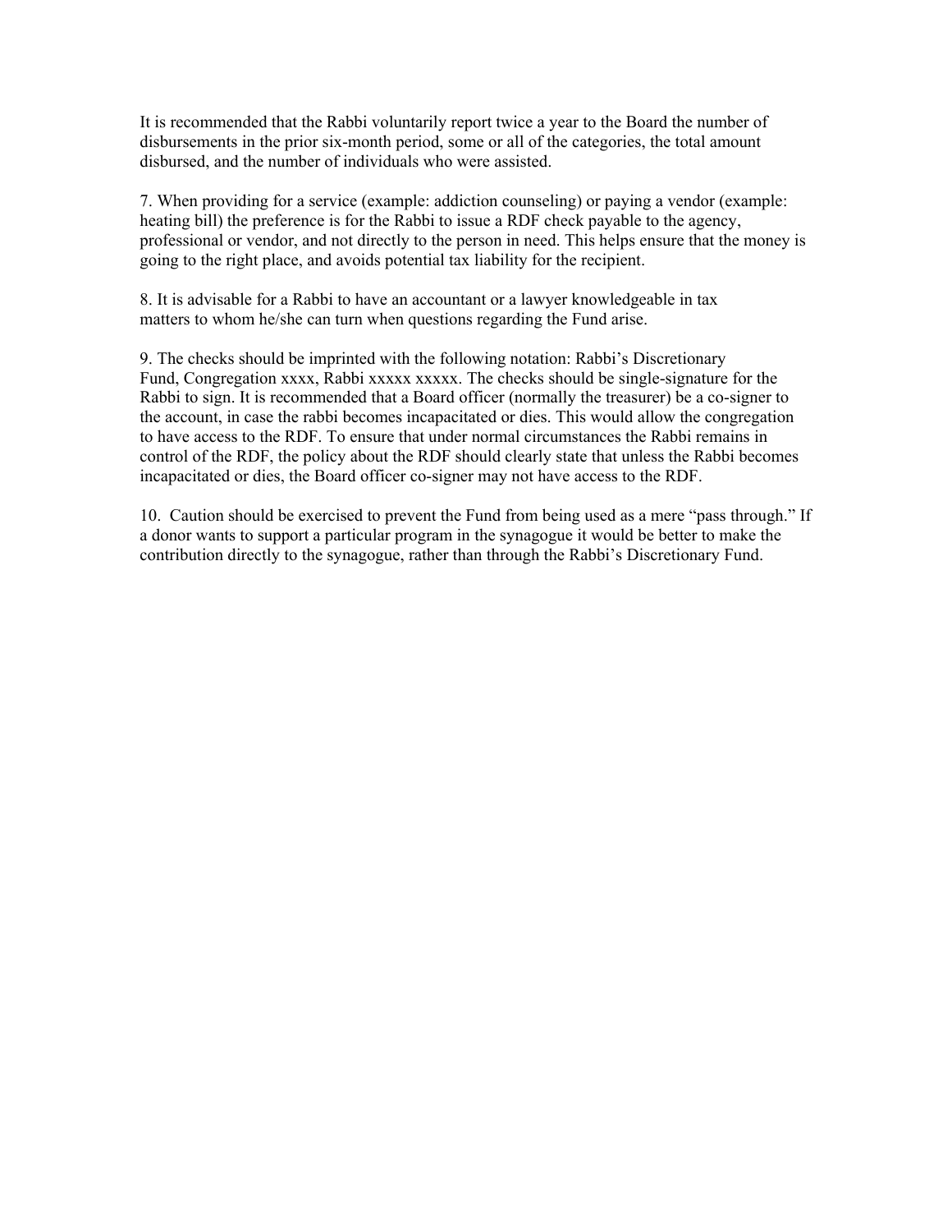It is recommended that the Rabbi voluntarily report twice a year to the Board the number of disbursements in the prior six-month period, some or all of the categories, the total amount disbursed, and the number of individuals who were assisted.

7. When providing for a service (example: addiction counseling) or paying a vendor (example: heating bill) the preference is for the Rabbi to issue a RDF check payable to the agency, professional or vendor, and not directly to the person in need. This helps ensure that the money is going to the right place, and avoids potential tax liability for the recipient.

8. It is advisable for a Rabbi to have an accountant or a lawyer knowledgeable in tax matters to whom he/she can turn when questions regarding the Fund arise.

9. The checks should be imprinted with the following notation: Rabbi's Discretionary Fund, Congregation xxxx, Rabbi xxxxx xxxxx. The checks should be single-signature for the Rabbi to sign. It is recommended that a Board officer (normally the treasurer) be a co-signer to the account, in case the rabbi becomes incapacitated or dies. This would allow the congregation to have access to the RDF. To ensure that under normal circumstances the Rabbi remains in control of the RDF, the policy about the RDF should clearly state that unless the Rabbi becomes incapacitated or dies, the Board officer co-signer may not have access to the RDF.

10. Caution should be exercised to prevent the Fund from being used as a mere "pass through." If a donor wants to support a particular program in the synagogue it would be better to make the contribution directly to the synagogue, rather than through the Rabbi's Discretionary Fund.